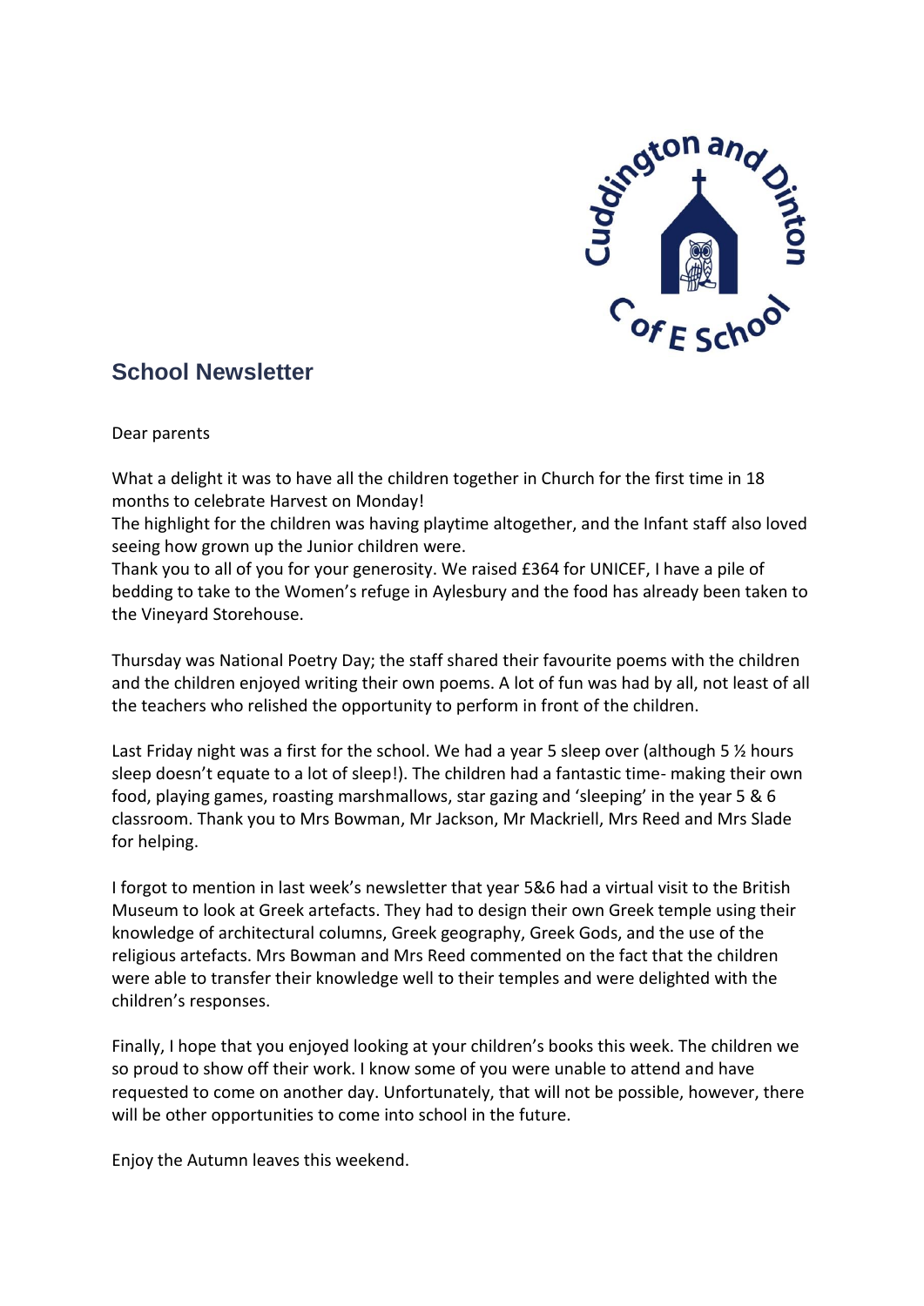## School Newsletter

Dear parents

What a delight it was to have all the children together in Church for the first time in 18 months to celebrate Harvest on Monday!
The highlight for the children was having playtime altogether, and the Infant staff also loved seeing how grown up the Junior children were.
Thank you to all of you for your generosity. We raised £364 for UNICEF, I have a pile of bedding to take to the Women's refuge in Aylesbury and the food has already been taken to the Vineyard Storehouse.

Thursday was National Poetry Day; the staff shared their favourite poems with the children and the children enjoyed writing their own poems. A lot of fun was had by all, not least of all the teachers who relished the opportunity to perform in front of the children.

Last Friday night was a first for the school. We had a year 5 sleep over (although 5 ½ hours sleep doesn't equate to a lot of sleep!). The children had a fantastic time- making their own food, playing games, roasting marshmallows, star gazing and 'sleeping' in the year 5 & 6 classroom. Thank you to Mrs Bowman, Mr Jackson, Mr Mackriell, Mrs Reed and Mrs Slade for helping.

I forgot to mention in last week's newsletter that year 5&6 had a virtual visit to the British Museum to look at Greek artefacts. They had to design their own Greek temple using their knowledge of architectural columns, Greek geography, Greek Gods, and the use of the religious artefacts. Mrs Bowman and Mrs Reed commented on the fact that the children were able to transfer their knowledge well to their temples and were delighted with the children's responses.

Finally, I hope that you enjoyed looking at your children's books this week. The children we so proud to show off their work. I know some of you were unable to attend and have requested to come on another day. Unfortunately, that will not be possible, however, there will be other opportunities to come into school in the future.

Enjoy the Autumn leaves this weekend.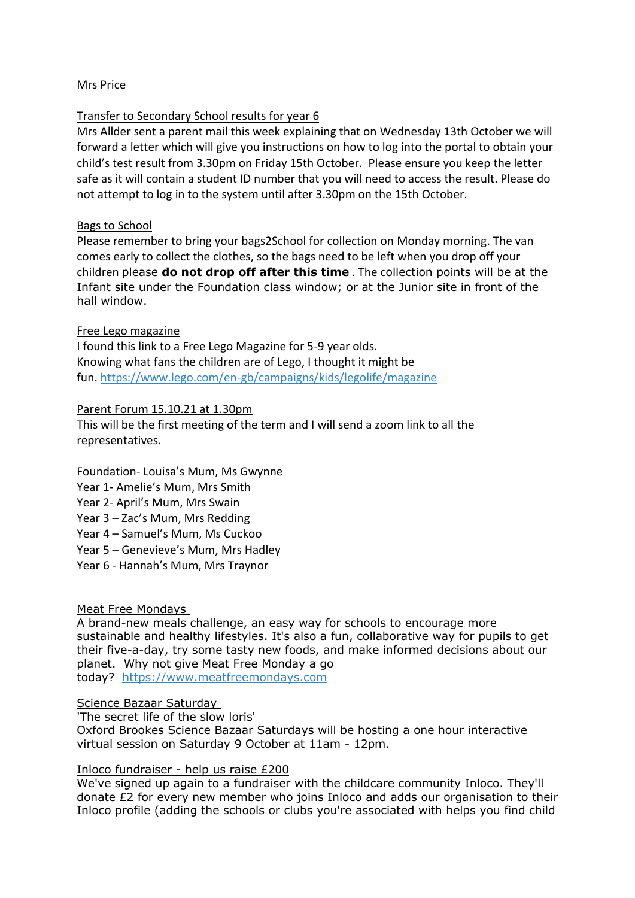Mrs Price

## Transfer to Secondary School results for year 6

Mrs Allder sent a parent mail this week explaining that on Wednesday 13th October we will forward a letter which will give you instructions on how to log into the portal to obtain your child's test result from 3.30pm on Friday 15th October. Please ensure you keep the letter safe as it will contain a student ID number that you will need to access the result. Please do not attempt to log in to the system until after 3.30pm on the 15th October.

## Bags to School

Please remember to bring your bags2School for collection on Monday morning. The van comes early to collect the clothes, so the bags need to be left when you drop off your children please **do not drop off after this time** . The collection points will be at the Infant site under the Foundation class window; or at the Junior site in front of the hall window.

## Free Lego magazine

I found this link to a Free Lego Magazine for 5-9 year olds.
Knowing what fans the children are of Lego, I thought it might be fun. https://www.lego.com/en-gb/campaigns/kids/legolife/magazine

## Parent Forum 15.10.21 at 1.30pm

This will be the first meeting of the term and I will send a zoom link to all the representatives.

Foundation- Louisa's Mum, Ms Gwynne
Year 1- Amelie's Mum, Mrs Smith
Year 2- April's Mum, Mrs Swain
Year 3 – Zac's Mum, Mrs Redding
Year 4 – Samuel's Mum, Ms Cuckoo
Year 5 – Genevieve's Mum, Mrs Hadley
Year 6 - Hannah's Mum, Mrs Traynor

## Meat Free Mondays

A brand-new meals challenge, an easy way for schools to encourage more sustainable and healthy lifestyles. It's also a fun, collaborative way for pupils to get their five-a-day, try some tasty new foods, and make informed decisions about our planet. Why not give Meat Free Monday a go today? https://www.meatfreemondays.com

## Science Bazaar Saturday

'The secret life of the slow loris'
Oxford Brookes Science Bazaar Saturdays will be hosting a one hour interactive virtual session on Saturday 9 October at 11am - 12pm.

## Inloco fundraiser - help us raise £200

We've signed up again to a fundraiser with the childcare community Inloco. They'll donate £2 for every new member who joins Inloco and adds our organisation to their Inloco profile (adding the schools or clubs you're associated with helps you find child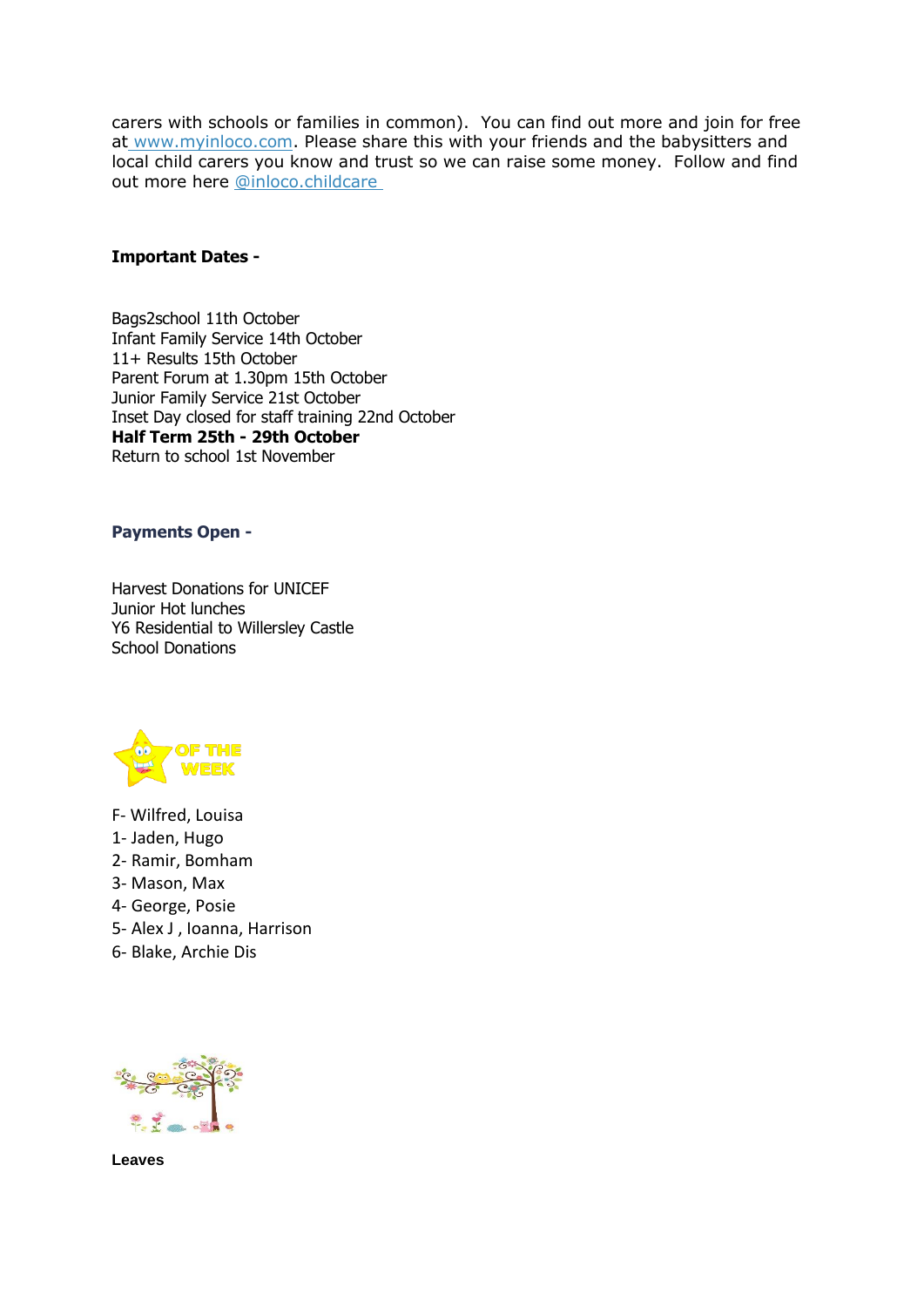carers with schools or families in common). You can find out more and join for free at [www.myinloco.com](http://www.myinloco.com). Please share this with your friends and the babysitters and local child carers you know and trust so we can raise some money. Follow and find out more here [@inloco.childcare](@inloco.childcare)

**Important Dates -**

Bags2school 11th October
Infant Family Service 14th October
11+ Results 15th October
Parent Forum at 1.30pm 15th October
Junior Family Service 21st October
Inset Day closed for staff training 22nd October
**Half Term 25th - 29th October**
Return to school 1st November

**Payments Open -**

Harvest Donations for UNICEF
Junior Hot lunches
Y6 Residential to Willersley Castle
School Donations

OF THE WEEK

F- Wilfred, Louisa
1- Jaden, Hugo
2- Ramir, Bomham
3- Mason, Max
4- George, Posie
5- Alex J , Ioanna, Harrison
6- Blake, Archie Dis

**Leaves**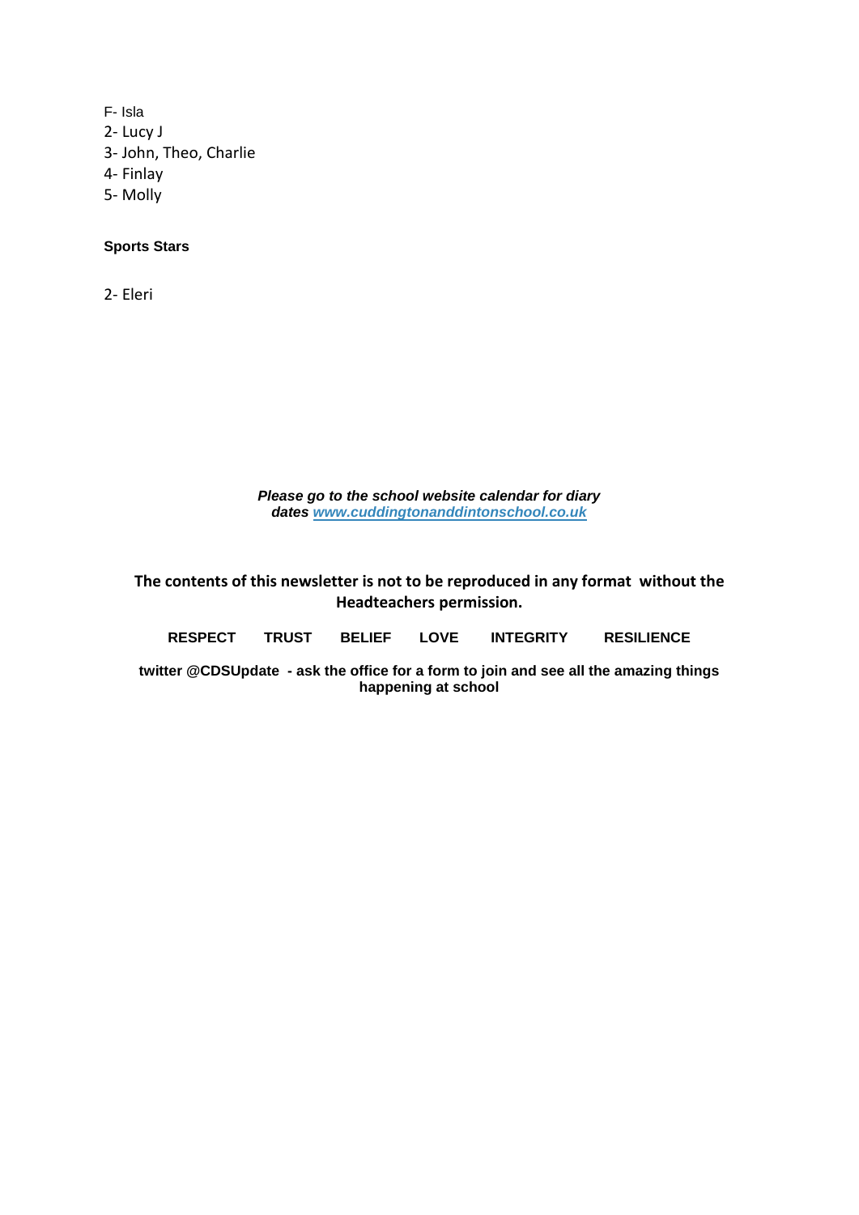F- Isla
2- Lucy J
3- John, Theo, Charlie
4- Finlay
5- Molly

**Sports Stars**

2- Eleri

***Please go to the school website calendar for diary dates [www.cuddingtonanddintonschool.co.uk](http://www.cuddingtonanddintonschool.co.uk)***

**The contents of this newsletter is not to be reproduced in any format without the Headteachers permission.**

**RESPECT TRUST BELIEF LOVE INTEGRITY RESILIENCE**

**twitter @CDSUpdate - ask the office for a form to join and see all the amazing things happening at school**